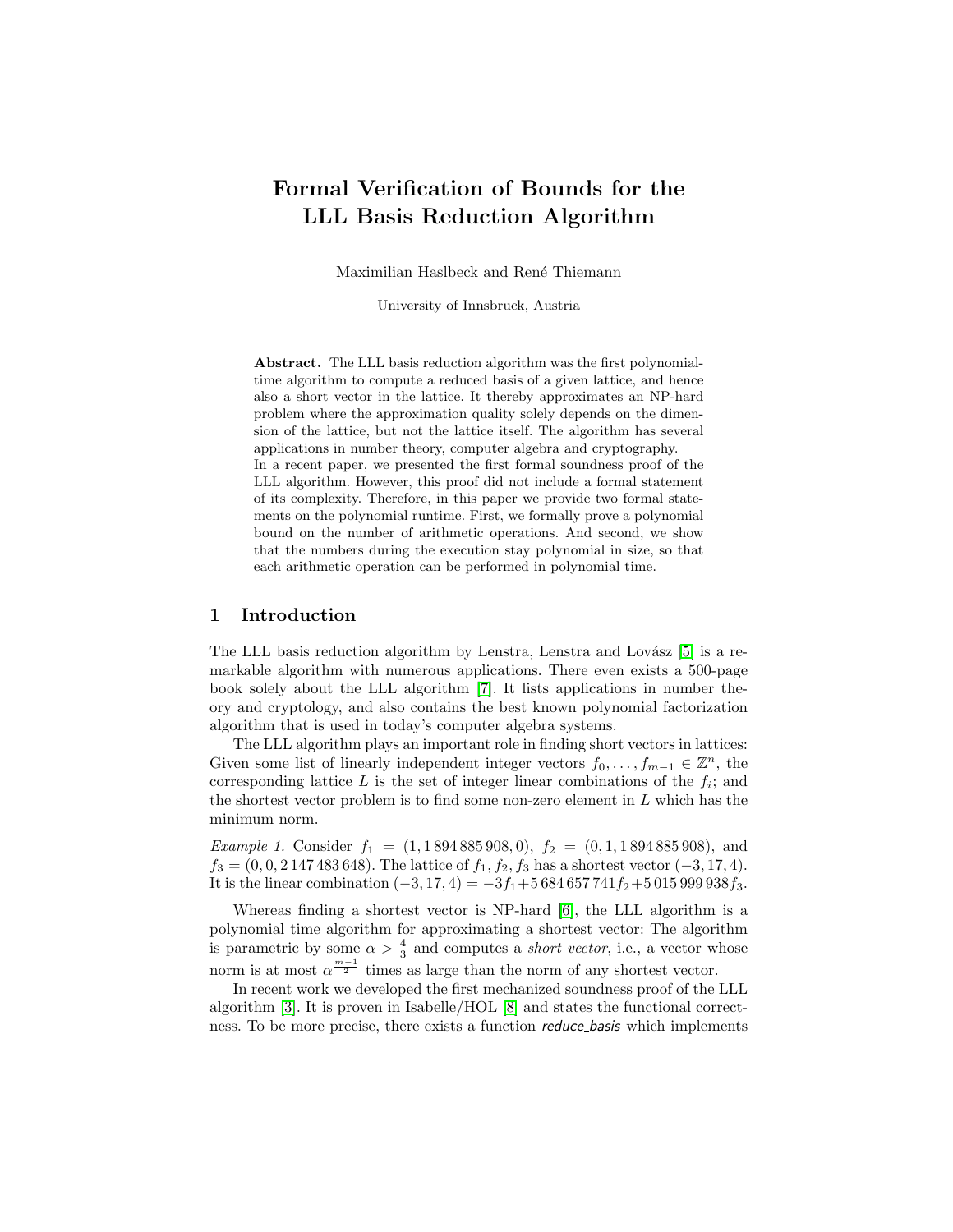# Formal Verification of Bounds for the LLL Basis Reduction Algorithm

Maximilian Haslbeck and René Thiemann

University of Innsbruck, Austria

**Abstract.** The LLL basis reduction algorithm was the first polynomial-time algorithm to compute a reduced basis of a given lattice, and hence also a short vector in the lattice. It thereby approximates an NP-hard problem where the approximation quality solely depends on the dimension of the lattice, but not the lattice itself. The algorithm has several applications in number theory, computer algebra and cryptography.
In a recent paper, we presented the first formal soundness proof of the LLL algorithm. However, this proof did not include a formal statement of its complexity. Therefore, in this paper we provide two formal statements on the polynomial runtime. First, we formally prove a polynomial bound on the number of arithmetic operations. And second, we show that the numbers during the execution stay polynomial in size, so that each arithmetic operation can be performed in polynomial time.

## 1 Introduction

The LLL basis reduction algorithm by Lenstra, Lenstra and Lovász [5] is a remarkable algorithm with numerous applications. There even exists a 500-page book solely about the LLL algorithm [7]. It lists applications in number theory and cryptology, and also contains the best known polynomial factorization algorithm that is used in today's computer algebra systems.

The LLL algorithm plays an important role in finding short vectors in lattices: Given some list of linearly independent integer vectors $f_0, \ldots, f_{m-1} \in \mathbb{Z}^n$, the corresponding lattice $L$ is the set of integer linear combinations of the $f_i$; and the shortest vector problem is to find some non-zero element in $L$ which has the minimum norm.

*Example 1.* Consider $f_1 = (1, 1\,894\,885\,908, 0)$, $f_2 = (0, 1, 1\,894\,885\,908)$, and $f_3 = (0, 0, 2\,147\,483\,648)$. The lattice of $f_1, f_2, f_3$ has a shortest vector $(-3, 17, 4)$. It is the linear combination $(-3, 17, 4) = -3f_1 + 5\,684\,657\,741 f_2 + 5\,015\,999\,938 f_3$.

Whereas finding a shortest vector is NP-hard [6], the LLL algorithm is a polynomial time algorithm for approximating a shortest vector: The algorithm is parametric by some $\alpha > \frac{4}{3}$ and computes a *short vector*, i.e., a vector whose norm is at most $\alpha^{\frac{m-1}{2}}$ times as large than the norm of any shortest vector.

In recent work we developed the first mechanized soundness proof of the LLL algorithm [3]. It is proven in Isabelle/HOL [8] and states the functional correctness. To be more precise, there exists a function *reduce_basis* which implements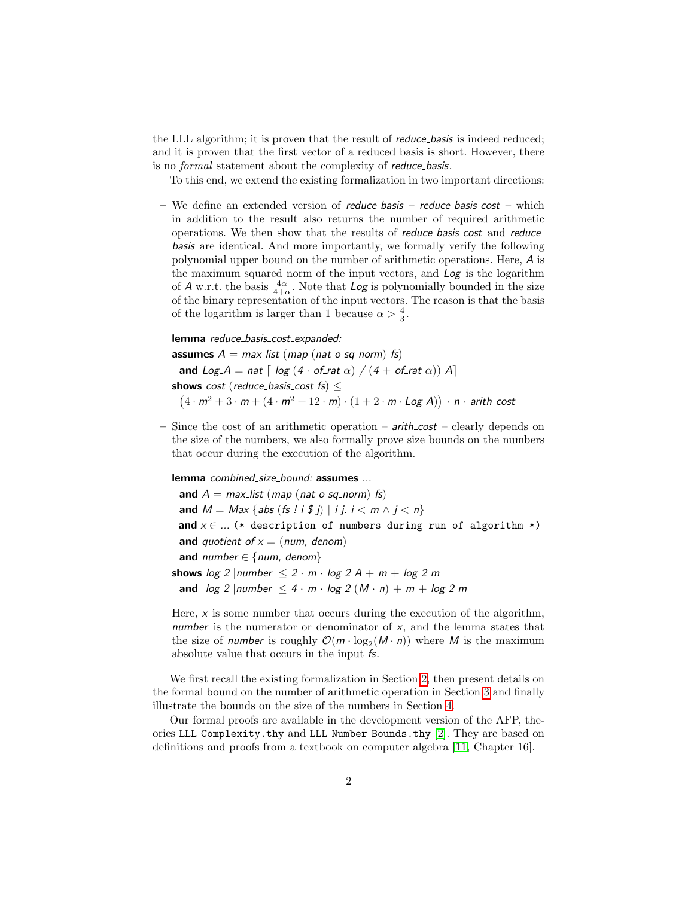the LLL algorithm; it is proven that the result of *reduce_basis* is indeed reduced; and it is proven that the first vector of a reduced basis is short. However, there is no *formal* statement about the complexity of *reduce_basis*.

To this end, we extend the existing formalization in two important directions:

– We define an extended version of *reduce_basis* – *reduce_basis_cost* – which in addition to the result also returns the number of required arithmetic operations. We then show that the results of *reduce_basis_cost* and *reduce_basis* are identical. And more importantly, we formally verify the following polynomial upper bound on the number of arithmetic operations. Here, $A$ is the maximum squared norm of the input vectors, and *Log* is the logarithm of $A$ w.r.t. the basis $\frac{4\alpha}{4+\alpha}$. Note that *Log* is polynomially bounded in the size of the binary representation of the input vectors. The reason is that the basis of the logarithm is larger than 1 because $\alpha > \frac{4}{3}$.

  **lemma** *reduce_basis_cost_expanded:*
  **assumes** $A$ = *max_list* (*map* (*nat o sq_norm*) *fs*)
  **and** *Log_A* = *nat* ⌈ *log* (4 · *of_rat* α) / (4 + *of_rat* α)) *A*⌉
  **shows** *cost* (*reduce_basis_cost fs*) ≤
  $\big(4 \cdot m^2 + 3 \cdot m + (4 \cdot m^2 + 12 \cdot m) \cdot (1 + 2 \cdot m \cdot Log\_A)\big) \cdot n \cdot arith\_cost$

– Since the cost of an arithmetic operation – *arith_cost* – clearly depends on the size of the numbers, we also formally prove size bounds on the numbers that occur during the execution of the algorithm.

  **lemma** *combined_size_bound:* **assumes** ...
  **and** $A$ = *max_list* (*map* (*nat o sq_norm*) *fs*)
  **and** $M$ = *Max* {*abs* (*fs ! i $ j*) | *i j. i < m ∧ j < n*}
  **and** *x* ∈ ... `(* description of numbers during run of algorithm *)`
  **and** *quotient_of x* = (*num*, *denom*)
  **and** *number* ∈ {*num*, *denom*}
  **shows** *log 2* |*number*| ≤ *2 · m · log 2 A + m + log 2 m*
  **and** *log 2* |*number*| ≤ *4 · m · log 2 (M · n) + m + log 2 m*

  Here, $x$ is some number that occurs during the execution of the algorithm, *number* is the numerator or denominator of $x$, and the lemma states that the size of *number* is roughly $\mathcal{O}(m \cdot \log_2(M \cdot n))$ where $M$ is the maximum absolute value that occurs in the input *fs*.

We first recall the existing formalization in Section 2, then present details on the formal bound on the number of arithmetic operation in Section 3 and finally illustrate the bounds on the size of the numbers in Section 4.

Our formal proofs are available in the development version of the AFP, theories `LLL_Complexity.thy` and `LLL_Number_Bounds.thy` [2]. They are based on definitions and proofs from a textbook on computer algebra [11, Chapter 16].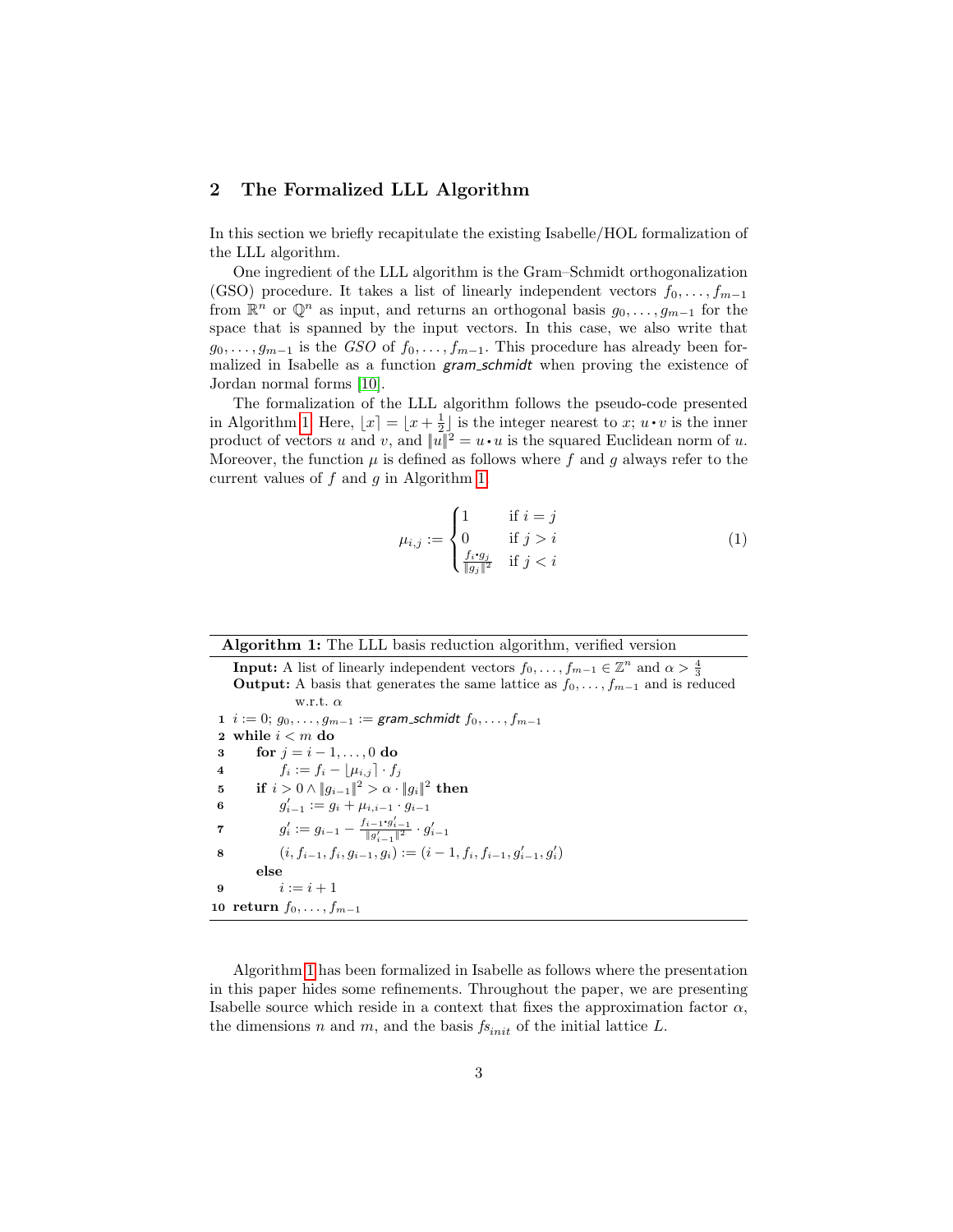## 2 The Formalized LLL Algorithm

In this section we briefly recapitulate the existing Isabelle/HOL formalization of the LLL algorithm.

One ingredient of the LLL algorithm is the Gram–Schmidt orthogonalization (GSO) procedure. It takes a list of linearly independent vectors $f_0, \ldots, f_{m-1}$ from $\mathbb{R}^n$ or $\mathbb{Q}^n$ as input, and returns an orthogonal basis $g_0, \ldots, g_{m-1}$ for the space that is spanned by the input vectors. In this case, we also write that $g_0, \ldots, g_{m-1}$ is the *GSO* of $f_0, \ldots, f_{m-1}$. This procedure has already been formalized in Isabelle as a function *gram_schmidt* when proving the existence of Jordan normal forms [10].

The formalization of the LLL algorithm follows the pseudo-code presented in Algorithm 1. Here, $\lfloor x \rceil = \lfloor x + \frac{1}{2} \rfloor$ is the integer nearest to $x$; $u \bullet v$ is the inner product of vectors $u$ and $v$, and $\|u\|^2 = u \bullet u$ is the squared Euclidean norm of $u$. Moreover, the function $\mu$ is defined as follows where $f$ and $g$ always refer to the current values of $f$ and $g$ in Algorithm 1.

$$\mu_{i,j} := \begin{cases} 1 & \text{if } i = j \\ 0 & \text{if } j > i \\ \frac{f_i \bullet g_j}{\|g_j\|^2} & \text{if } j < i \end{cases} \tag{1}$$

**Algorithm 1:** The LLL basis reduction algorithm, verified version

**Input:** A list of linearly independent vectors $f_0, \ldots, f_{m-1} \in \mathbb{Z}^n$ and $\alpha > \frac{4}{3}$
**Output:** A basis that generates the same lattice as $f_0, \ldots, f_{m-1}$ and is reduced w.r.t. $\alpha$

1. $i := 0$; $g_0, \ldots, g_{m-1} :=$ *gram_schmidt* $f_0, \ldots, f_{m-1}$
2. **while** $i < m$ **do**
3. &nbsp;&nbsp;&nbsp;&nbsp;**for** $j = i - 1, \ldots, 0$ **do**
4. &nbsp;&nbsp;&nbsp;&nbsp;&nbsp;&nbsp;&nbsp;&nbsp;$f_i := f_i - \lfloor \mu_{i,j} \rceil \cdot f_j$
5. &nbsp;&nbsp;&nbsp;&nbsp;**if** $i > 0 \land \|g_{i-1}\|^2 > \alpha \cdot \|g_i\|^2$ **then**
6. &nbsp;&nbsp;&nbsp;&nbsp;&nbsp;&nbsp;&nbsp;&nbsp;$g'_{i-1} := g_i + \mu_{i,i-1} \cdot g_{i-1}$
7. &nbsp;&nbsp;&nbsp;&nbsp;&nbsp;&nbsp;&nbsp;&nbsp;$g'_i := g_{i-1} - \frac{f_{i-1} \bullet g'_{i-1}}{\|g'_{i-1}\|^2} \cdot g'_{i-1}$
8. &nbsp;&nbsp;&nbsp;&nbsp;&nbsp;&nbsp;&nbsp;&nbsp;$(i, f_{i-1}, f_i, g_{i-1}, g_i) := (i - 1, f_i, f_{i-1}, g'_{i-1}, g'_i)$
   &nbsp;&nbsp;&nbsp;&nbsp;**else**
9. &nbsp;&nbsp;&nbsp;&nbsp;&nbsp;&nbsp;&nbsp;&nbsp;$i := i + 1$
10. **return** $f_0, \ldots, f_{m-1}$

Algorithm 1 has been formalized in Isabelle as follows where the presentation in this paper hides some refinements. Throughout the paper, we are presenting Isabelle source which reside in a context that fixes the approximation factor $\alpha$, the dimensions $n$ and $m$, and the basis $fs_{init}$ of the initial lattice $L$.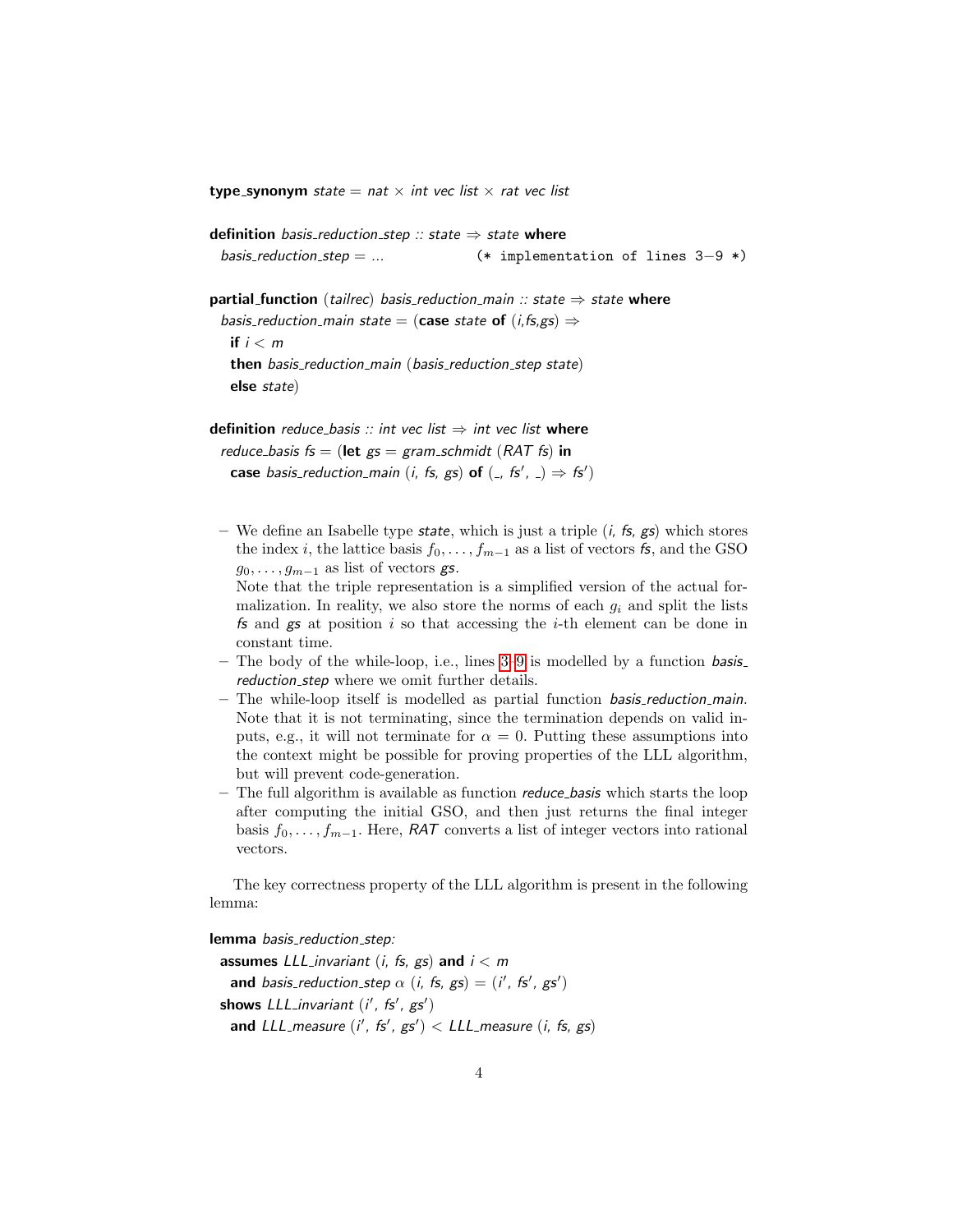```
type_synonym state = nat × int vec list × rat vec list

definition basis_reduction_step :: state ⇒ state where
  basis_reduction_step = ...            (* implementation of lines 3−9 *)

partial_function (tailrec) basis_reduction_main :: state ⇒ state where
  basis_reduction_main state = (case state of (i,fs,gs) ⇒
    if i < m
    then basis_reduction_main (basis_reduction_step state)
    else state)

definition reduce_basis :: int vec list ⇒ int vec list where
  reduce_basis fs = (let gs = gram_schmidt (RAT fs) in
    case basis_reduction_main (i, fs, gs) of (_, fs', _) ⇒ fs')
```

- We define an Isabelle type *state*, which is just a triple (*i*, *fs*, *gs*) which stores the index $i$, the lattice basis $f_0, \ldots, f_{m-1}$ as a list of vectors *fs*, and the GSO $g_0, \ldots, g_{m-1}$ as list of vectors *gs*.
  Note that the triple representation is a simplified version of the actual formalization. In reality, we also store the norms of each $g_i$ and split the lists *fs* and *gs* at position $i$ so that accessing the $i$-th element can be done in constant time.
- The body of the while-loop, i.e., lines 3–9 is modelled by a function *basis_reduction_step* where we omit further details.
- The while-loop itself is modelled as partial function *basis_reduction_main*. Note that it is not terminating, since the termination depends on valid inputs, e.g., it will not terminate for $\alpha = 0$. Putting these assumptions into the context might be possible for proving properties of the LLL algorithm, but will prevent code-generation.
- The full algorithm is available as function *reduce_basis* which starts the loop after computing the initial GSO, and then just returns the final integer basis $f_0, \ldots, f_{m-1}$. Here, *RAT* converts a list of integer vectors into rational vectors.

The key correctness property of the LLL algorithm is present in the following lemma:

```
lemma basis_reduction_step:
  assumes LLL_invariant (i, fs, gs) and i < m
    and basis_reduction_step α (i, fs, gs) = (i', fs', gs')
  shows LLL_invariant (i', fs', gs')
    and LLL_measure (i', fs', gs') < LLL_measure (i, fs, gs)
```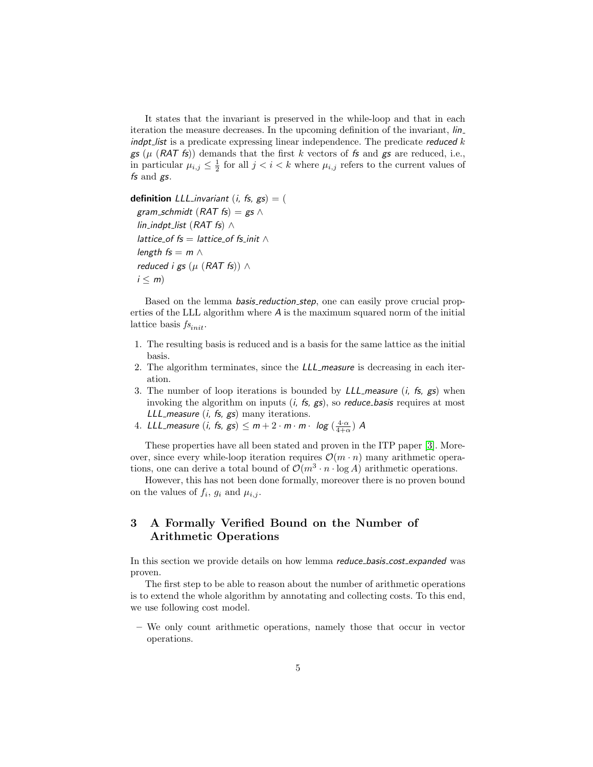It states that the invariant is preserved in the while-loop and that in each iteration the measure decreases. In the upcoming definition of the invariant, *lin_indpt_list* is a predicate expressing linear independence. The predicate *reduced* $k$ *gs* ($\mu$ (*RAT fs*)) demands that the first $k$ vectors of *fs* and *gs* are reduced, i.e., in particular $\mu_{i,j} \leq \frac{1}{2}$ for all $j < i < k$ where $\mu_{i,j}$ refers to the current values of *fs* and *gs*.

```
definition LLL_invariant (i, fs, gs) = (
  gram_schmidt (RAT fs) = gs ∧
  lin_indpt_list (RAT fs) ∧
  lattice_of fs = lattice_of fs_init ∧
  length fs = m ∧
  reduced i gs (μ (RAT fs)) ∧
  i ≤ m)
```

Based on the lemma *basis_reduction_step*, one can easily prove crucial properties of the LLL algorithm where *A* is the maximum squared norm of the initial lattice basis $fs_{init}$.

1. The resulting basis is reduced and is a basis for the same lattice as the initial basis.
2. The algorithm terminates, since the *LLL_measure* is decreasing in each iteration.
3. The number of loop iterations is bounded by *LLL_measure* (*i*, *fs*, *gs*) when invoking the algorithm on inputs (*i*, *fs*, *gs*), so *reduce_basis* requires at most *LLL_measure* (*i*, *fs*, *gs*) many iterations.
4. *LLL_measure* (*i*, *fs*, *gs*) $\leq m + 2 \cdot m \cdot m \cdot \; log \, (\frac{4 \cdot \alpha}{4 + \alpha}) \; A$

These properties have all been stated and proven in the ITP paper [3]. Moreover, since every while-loop iteration requires $\mathcal{O}(m \cdot n)$ many arithmetic operations, one can derive a total bound of $\mathcal{O}(m^3 \cdot n \cdot \log A)$ arithmetic operations.

However, this has not been done formally, moreover there is no proven bound on the values of $f_i$, $g_i$ and $\mu_{i,j}$.

## 3 A Formally Verified Bound on the Number of Arithmetic Operations

In this section we provide details on how lemma *reduce_basis_cost_expanded* was proven.

The first step to be able to reason about the number of arithmetic operations is to extend the whole algorithm by annotating and collecting costs. To this end, we use following cost model.

- We only count arithmetic operations, namely those that occur in vector operations.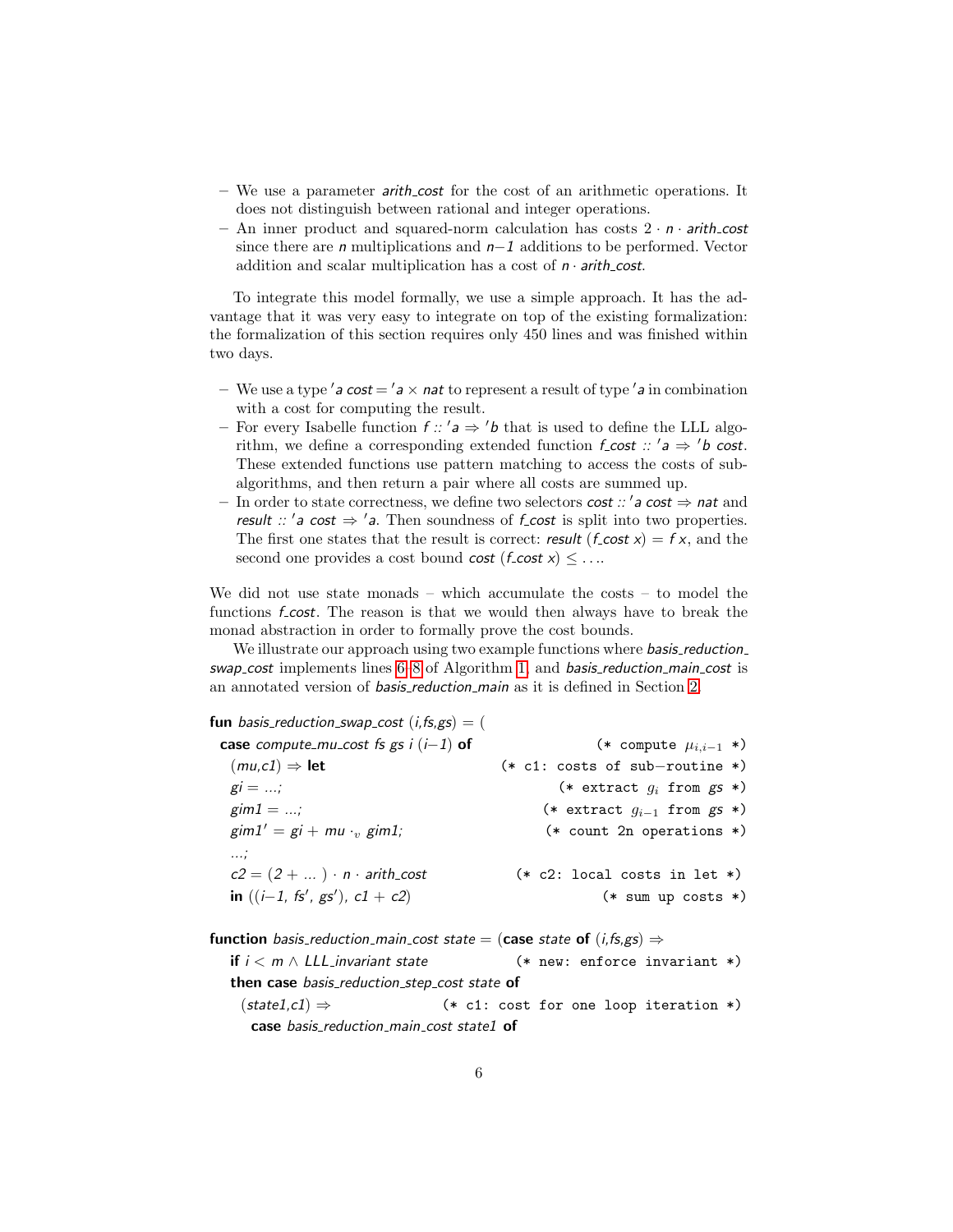- We use a parameter *arith_cost* for the cost of an arithmetic operations. It does not distinguish between rational and integer operations.
- An inner product and squared-norm calculation has costs $2 \cdot n \cdot \mathit{arith\_cost}$ since there are $n$ multiplications and $n{-}1$ additions to be performed. Vector addition and scalar multiplication has a cost of $n \cdot \mathit{arith\_cost}$.

To integrate this model formally, we use a simple approach. It has the advantage that it was very easy to integrate on top of the existing formalization: the formalization of this section requires only 450 lines and was finished within two days.

- We use a type $'a\ \mathit{cost} = 'a \times \mathit{nat}$ to represent a result of type $'a$ in combination with a cost for computing the result.
- For every Isabelle function $f :: 'a \Rightarrow 'b$ that is used to define the LLL algorithm, we define a corresponding extended function $\mathit{f\_cost} :: 'a \Rightarrow 'b\ \mathit{cost}$. These extended functions use pattern matching to access the costs of sub-algorithms, and then return a pair where all costs are summed up.
- In order to state correctness, we define two selectors $\mathit{cost} :: 'a\ \mathit{cost} \Rightarrow \mathit{nat}$ and $\mathit{result} :: 'a\ \mathit{cost} \Rightarrow 'a$. Then soundness of *f_cost* is split into two properties. The first one states that the result is correct: $\mathit{result}\ (\mathit{f\_cost}\ x) = f\ x$, and the second one provides a cost bound $\mathit{cost}\ (\mathit{f\_cost}\ x) \leq \ldots$.

We did not use state monads – which accumulate the costs – to model the functions *f_cost*. The reason is that we would then always have to break the monad abstraction in order to formally prove the cost bounds.

We illustrate our approach using two example functions where *basis_reduction_swap_cost* implements lines 6–8 of Algorithm 1, and *basis_reduction_main_cost* is an annotated version of *basis_reduction_main* as it is defined in Section 2.

```
fun basis_reduction_swap_cost (i,fs,gs) = (
  case compute_mu_cost fs gs i (i−1) of              (* compute μ_{i,i−1} *)
    (mu,c1) ⇒ let                                (* c1: costs of sub−routine *)
    gi = ...;                                           (* extract g_i from gs *)
    gim1 = ...;                                       (* extract g_{i−1} from gs *)
    gim1' = gi + mu ·_v gim1;                          (* count 2n operations *)
    ...;
    c2 = (2 + ... ) · n · arith_cost                  (* c2: local costs in let *)
    in ((i−1, fs', gs'), c1 + c2)                             (* sum up costs *)

function basis_reduction_main_cost state = (case state of (i,fs,gs) ⇒
  if i < m ∧ LLL_invariant state                    (* new: enforce invariant *)
  then case basis_reduction_step_cost state of
    (state1,c1) ⇒                          (* c1: cost for one loop iteration *)
      case basis_reduction_main_cost state1 of
```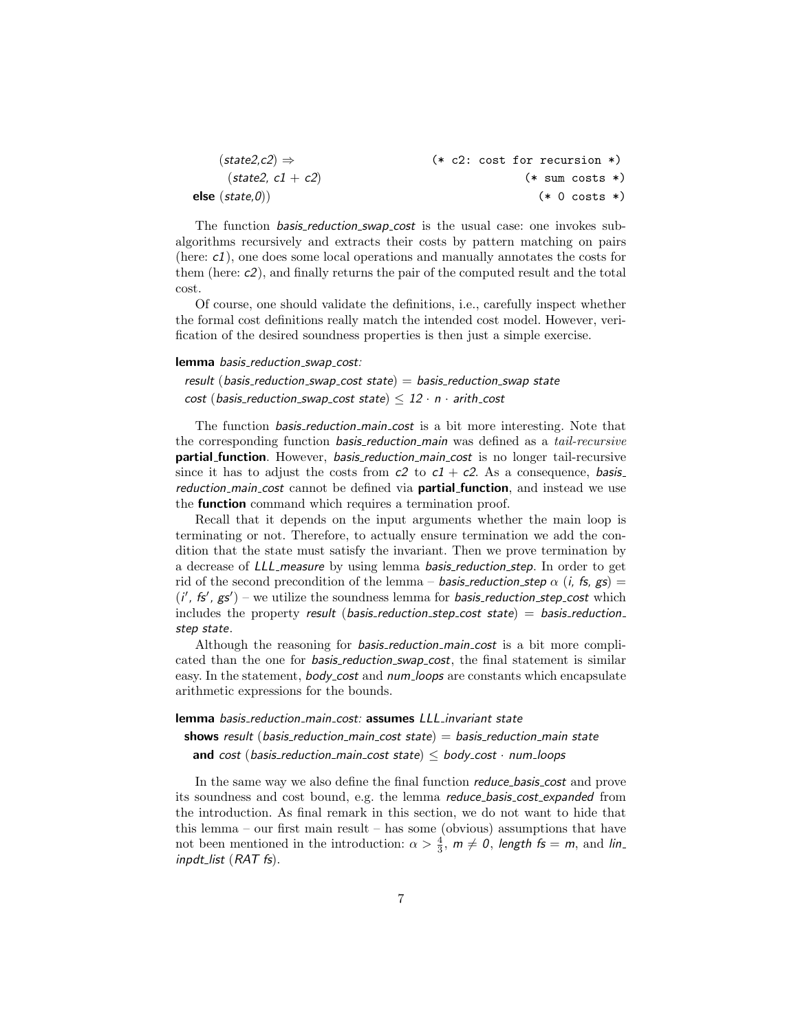```
      (state2,c2) ⇒                    (* c2: cost for recursion *)
        (state2, c1 + c2)                            (* sum costs *)
  else (state,0))                                      (* 0 costs *)
```

The function *basis_reduction_swap_cost* is the usual case: one invokes sub-algorithms recursively and extracts their costs by pattern matching on pairs (here: *c1*), one does some local operations and manually annotates the costs for them (here: *c2*), and finally returns the pair of the computed result and the total cost.

Of course, one should validate the definitions, i.e., carefully inspect whether the formal cost definitions really match the intended cost model. However, verification of the desired soundness properties is then just a simple exercise.

**lemma** *basis_reduction_swap_cost:*
  *result* (*basis_reduction_swap_cost state*) = *basis_reduction_swap state*
  *cost* (*basis_reduction_swap_cost state*) ≤ *12 · n · arith_cost*

The function *basis_reduction_main_cost* is a bit more interesting. Note that the corresponding function *basis_reduction_main* was defined as a *tail-recursive* **partial_function**. However, *basis_reduction_main_cost* is no longer tail-recursive since it has to adjust the costs from *c2* to *c1 + c2*. As a consequence, *basis_reduction_main_cost* cannot be defined via **partial_function**, and instead we use the **function** command which requires a termination proof.

Recall that it depends on the input arguments whether the main loop is terminating or not. Therefore, to actually ensure termination we add the condition that the state must satisfy the invariant. Then we prove termination by a decrease of *LLL_measure* by using lemma *basis_reduction_step*. In order to get rid of the second precondition of the lemma – *basis_reduction_step* $\alpha$ (*i, fs, gs*) = (*i′, fs′, gs′*) – we utilize the soundness lemma for *basis_reduction_step_cost* which includes the property *result* (*basis_reduction_step_cost state*) = *basis_reduction_step state*.

Although the reasoning for *basis_reduction_main_cost* is a bit more complicated than the one for *basis_reduction_swap_cost*, the final statement is similar easy. In the statement, *body_cost* and *num_loops* are constants which encapsulate arithmetic expressions for the bounds.

**lemma** *basis_reduction_main_cost:* **assumes** *LLL_invariant state*
  **shows** *result* (*basis_reduction_main_cost state*) = *basis_reduction_main state*
  **and** *cost* (*basis_reduction_main_cost state*) ≤ *body_cost · num_loops*

In the same way we also define the final function *reduce_basis_cost* and prove its soundness and cost bound, e.g. the lemma *reduce_basis_cost_expanded* from the introduction. As final remark in this section, we do not want to hide that this lemma – our first main result – has some (obvious) assumptions that have not been mentioned in the introduction: $\alpha > \frac{4}{3}$, *m* ≠ *0*, *length fs* = *m*, and *lin_inpdt_list* (*RAT fs*).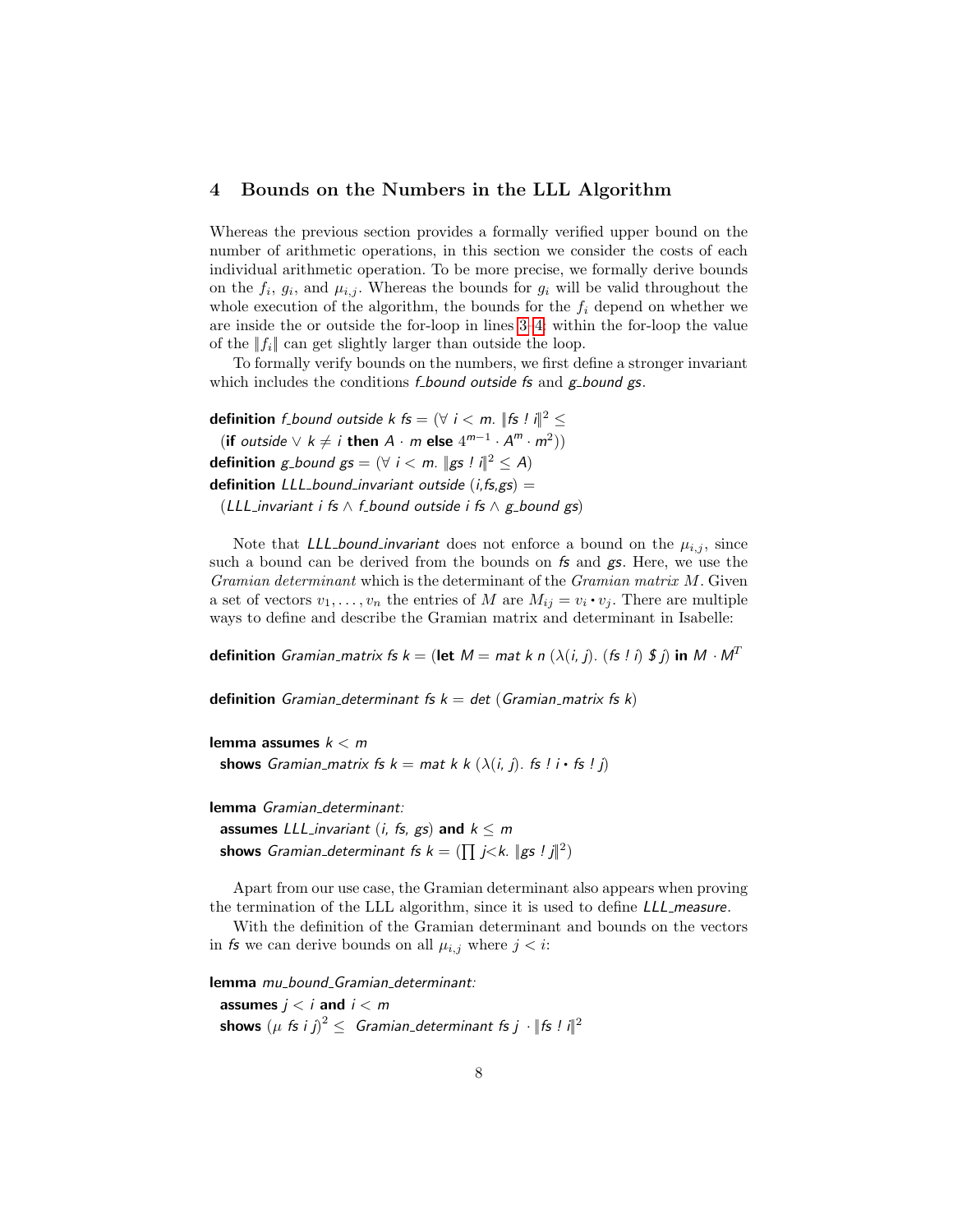## 4 Bounds on the Numbers in the LLL Algorithm

Whereas the previous section provides a formally verified upper bound on the number of arithmetic operations, in this section we consider the costs of each individual arithmetic operation. To be more precise, we formally derive bounds on the $f_i$, $g_i$, and $\mu_{i,j}$. Whereas the bounds for $g_i$ will be valid throughout the whole execution of the algorithm, the bounds for the $f_i$ depend on whether we are inside the or outside the for-loop in lines 3–4: within the for-loop the value of the $\|f_i\|$ can get slightly larger than outside the loop.

To formally verify bounds on the numbers, we first define a stronger invariant which includes the conditions *f_bound outside fs* and *g_bound gs*.

**definition** *f_bound outside k fs* = ($\forall$ *i* < *m*. $\|$*fs ! i*$\|^2 \leq$
  (**if** *outside* $\vee$ *k* $\neq$ *i* **then** *A* $\cdot$ *m* **else** $4^{m-1} \cdot A^m \cdot m^2$))
**definition** *g_bound gs* = ($\forall$ *i* < *m*. $\|$*gs ! i*$\|^2 \leq$ *A*)
**definition** *LLL_bound_invariant outside* (*i*,*fs*,*gs*) =
  (*LLL_invariant i fs* $\wedge$ *f_bound outside i fs* $\wedge$ *g_bound gs*)

Note that *LLL_bound_invariant* does not enforce a bound on the $\mu_{i,j}$, since such a bound can be derived from the bounds on *fs* and *gs*. Here, we use the *Gramian determinant* which is the determinant of the *Gramian matrix* $M$. Given a set of vectors $v_1, \ldots, v_n$ the entries of $M$ are $M_{ij} = v_i \bullet v_j$. There are multiple ways to define and describe the Gramian matrix and determinant in Isabelle:

**definition** *Gramian_matrix fs k* = (**let** *M* = *mat k n* ($\lambda$(*i*, *j*). (*fs ! i*) *\$ j*) **in** *M* $\cdot$ $M^T$

**definition** *Gramian_determinant fs k* = *det* (*Gramian_matrix fs k*)

**lemma assumes** *k* < *m*
  **shows** *Gramian_matrix fs k* = *mat k k* ($\lambda$(*i*, *j*). *fs ! i* $\bullet$ *fs ! j*)

**lemma** *Gramian_determinant:*
  **assumes** *LLL_invariant* (*i*, *fs*, *gs*) **and** *k* $\leq$ *m*
  **shows** *Gramian_determinant fs k* = ($\prod$ *j*<*k*. $\|$*gs ! j*$\|^2$)

Apart from our use case, the Gramian determinant also appears when proving the termination of the LLL algorithm, since it is used to define *LLL_measure*.

With the definition of the Gramian determinant and bounds on the vectors in *fs* we can derive bounds on all $\mu_{i,j}$ where $j < i$:

**lemma** *mu_bound_Gramian_determinant:*
  **assumes** *j* < *i* **and** *i* < *m*
  **shows** ($\mu$ *fs i j*)$^2$ $\leq$ *Gramian_determinant fs j* $\cdot$ $\|$*fs ! i*$\|^2$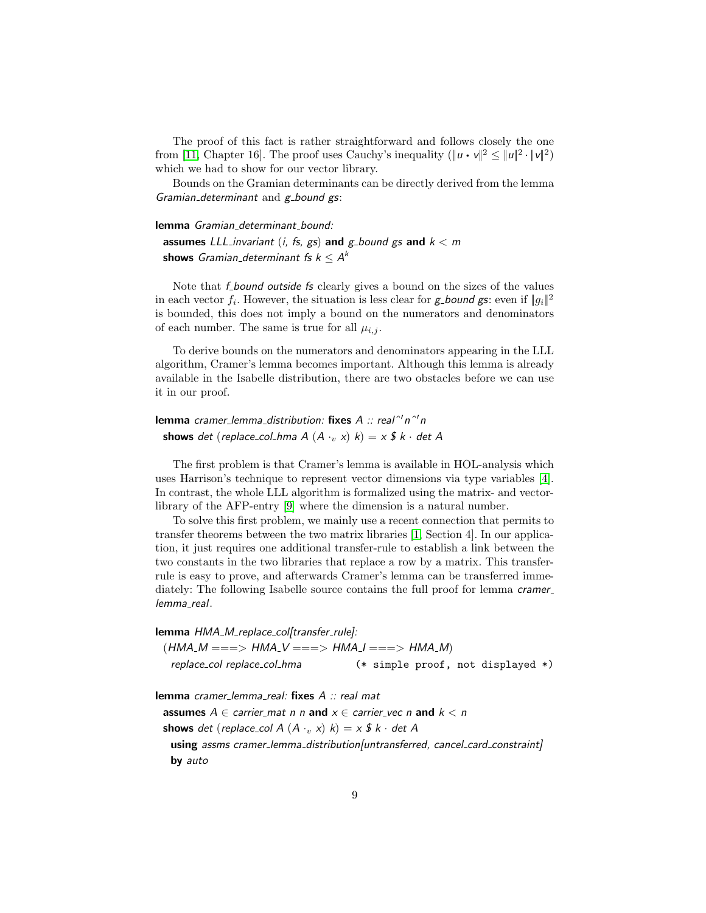The proof of this fact is rather straightforward and follows closely the one from [11, Chapter 16]. The proof uses Cauchy's inequality ($\|u \bullet v\|^2 \leq \|u\|^2 \cdot \|v\|^2$) which we had to show for our vector library.

Bounds on the Gramian determinants can be directly derived from the lemma *Gramian_determinant* and *g_bound gs*:

**lemma** *Gramian_determinant_bound:*
  **assumes** *LLL_invariant* (*i*, *fs*, *gs*) **and** *g_bound gs* **and** *k* < *m*
  **shows** *Gramian_determinant fs k* ≤ $A^k$

Note that ***f_bound outside fs*** clearly gives a bound on the sizes of the values in each vector $f_i$. However, the situation is less clear for ***g_bound gs***: even if $\|g_i\|^2$ is bounded, this does not imply a bound on the numerators and denominators of each number. The same is true for all $\mu_{i,j}$.

To derive bounds on the numerators and denominators appearing in the LLL algorithm, Cramer's lemma becomes important. Although this lemma is already available in the Isabelle distribution, there are two obstacles before we can use it in our proof.

**lemma** *cramer_lemma_distribution:* **fixes** *A* :: *real^'n^'n*
  **shows** *det* (*replace_col_hma A* (*A* $\cdot_v$ *x*) *k*) = *x $ k* · *det A*

The first problem is that Cramer's lemma is available in HOL-analysis which uses Harrison's technique to represent vector dimensions via type variables [4]. In contrast, the whole LLL algorithm is formalized using the matrix- and vector-library of the AFP-entry [9] where the dimension is a natural number.

To solve this first problem, we mainly use a recent connection that permits to transfer theorems between the two matrix libraries [1, Section 4]. In our application, it just requires one additional transfer-rule to establish a link between the two constants in the two libraries that replace a row by a matrix. This transfer-rule is easy to prove, and afterwards Cramer's lemma can be transferred immediately: The following Isabelle source contains the full proof for lemma *cramer_lemma_real*.

**lemma** *HMA_M_replace_col[transfer_rule]:*
  (*HMA_M* ===> *HMA_V* ===> *HMA_I* ===> *HMA_M*)
    *replace_col replace_col_hma*          `(* simple proof, not displayed *)`

**lemma** *cramer_lemma_real:* **fixes** *A* :: *real mat*
  **assumes** *A* ∈ *carrier_mat n n* **and** *x* ∈ *carrier_vec n* **and** *k* < *n*
  **shows** *det* (*replace_col A* (*A* $\cdot_v$ *x*) *k*) = *x $ k* · *det A*
    **using** *assms cramer_lemma_distribution[untransferred, cancel_card_constraint]*
    **by** *auto*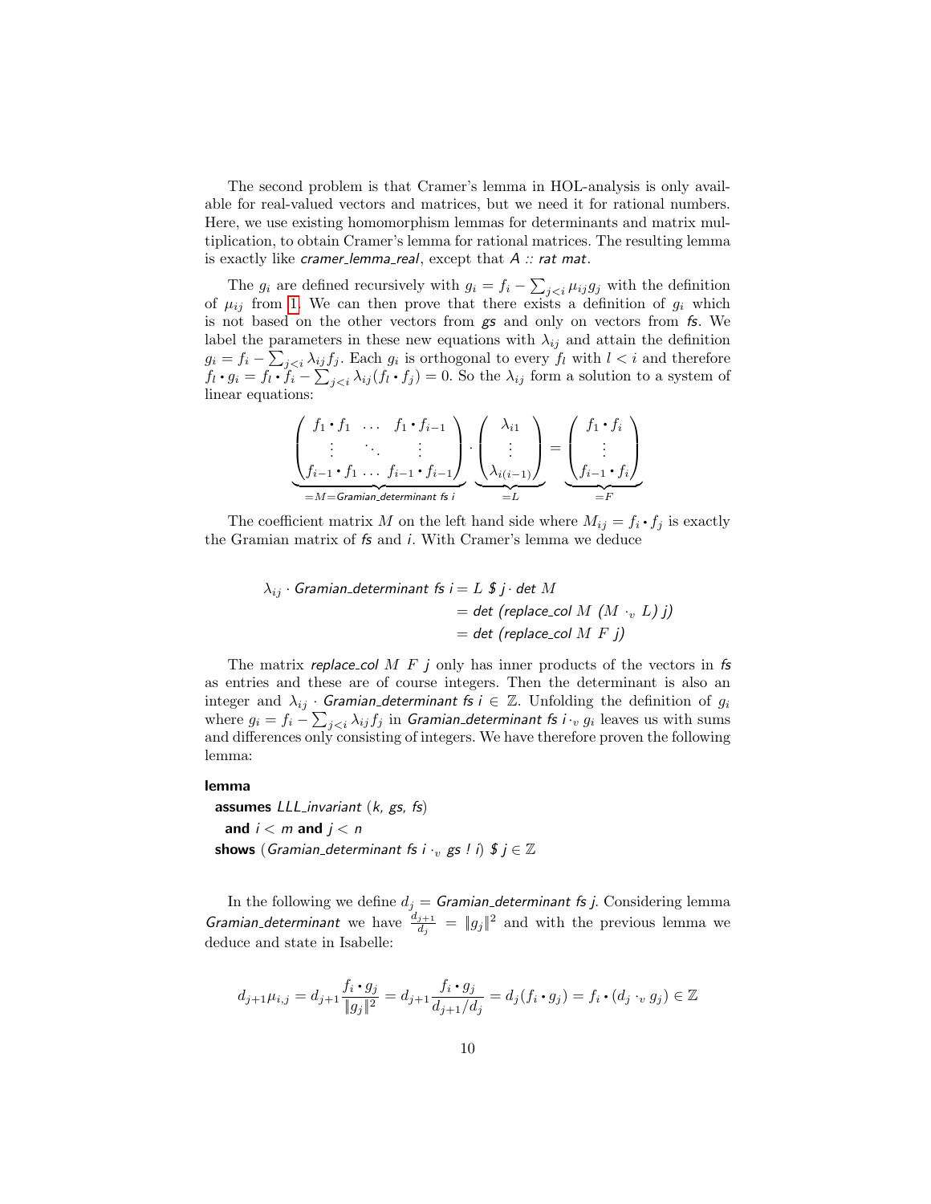The second problem is that Cramer's lemma in HOL-analysis is only available for real-valued vectors and matrices, but we need it for rational numbers. Here, we use existing homomorphism lemmas for determinants and matrix multiplication, to obtain Cramer's lemma for rational matrices. The resulting lemma is exactly like *cramer_lemma_real*, except that *A :: rat mat*.

The $g_i$ are defined recursively with $g_i = f_i - \sum_{j<i} \mu_{ij} g_j$ with the definition of $\mu_{ij}$ from 1. We can then prove that there exists a definition of $g_i$ which is not based on the other vectors from *gs* and only on vectors from *fs*. We label the parameters in these new equations with $\lambda_{ij}$ and attain the definition $g_i = f_i - \sum_{j<i} \lambda_{ij} f_j$. Each $g_i$ is orthogonal to every $f_l$ with $l < i$ and therefore $f_l \bullet g_i = f_l \bullet f_i - \sum_{j<i} \lambda_{ij}(f_l \bullet f_j) = 0$. So the $\lambda_{ij}$ form a solution to a system of linear equations:

$$\underbrace{\begin{pmatrix} f_1 \bullet f_1 & \dots & f_1 \bullet f_{i-1} \\ \vdots & \ddots & \vdots \\ f_{i-1} \bullet f_1 & \dots & f_{i-1} \bullet f_{i-1} \end{pmatrix}}_{=M=\textit{Gramian\_determinant fs i}} \cdot \underbrace{\begin{pmatrix} \lambda_{i1} \\ \vdots \\ \lambda_{i(i-1)} \end{pmatrix}}_{=L} = \underbrace{\begin{pmatrix} f_1 \bullet f_i \\ \vdots \\ f_{i-1} \bullet f_i \end{pmatrix}}_{=F}$$

The coefficient matrix $M$ on the left hand side where $M_{ij} = f_i \bullet f_j$ is exactly the Gramian matrix of *fs* and *i*. With Cramer's lemma we deduce

$$\begin{aligned} \lambda_{ij} \cdot \textit{Gramian\_determinant fs i} &= L \ \$ \ j \cdot \textit{det}\ M \\ &= \textit{det (replace\_col}\ M\ (M \cdot_v L)\ j) \\ &= \textit{det (replace\_col}\ M\ F\ j) \end{aligned}$$

The matrix *replace_col* $M$ $F$ $j$ only has inner products of the vectors in *fs* as entries and these are of course integers. Then the determinant is also an integer and $\lambda_{ij} \cdot$ *Gramian_determinant fs i* $\in \mathbb{Z}$. Unfolding the definition of $g_i$ where $g_i = f_i - \sum_{j<i} \lambda_{ij} f_j$ in *Gramian_determinant fs i* $\cdot_v g_i$ leaves us with sums and differences only consisting of integers. We have therefore proven the following lemma:

```
lemma
  assumes LLL_invariant (k, gs, fs)
    and i < m and j < n
  shows (Gramian_determinant fs i ·v gs ! i) $ j ∈ ℤ
```

In the following we define $d_j =$ *Gramian_determinant fs j*. Considering lemma *Gramian_determinant* we have $\frac{d_{j+1}}{d_j} = \|g_j\|^2$ and with the previous lemma we deduce and state in Isabelle:

$$d_{j+1}\mu_{i,j} = d_{j+1}\frac{f_i \bullet g_j}{\|g_j\|^2} = d_{j+1}\frac{f_i \bullet g_j}{d_{j+1}/d_j} = d_j(f_i \bullet g_j) = f_i \bullet (d_j \cdot_v g_j) \in \mathbb{Z}$$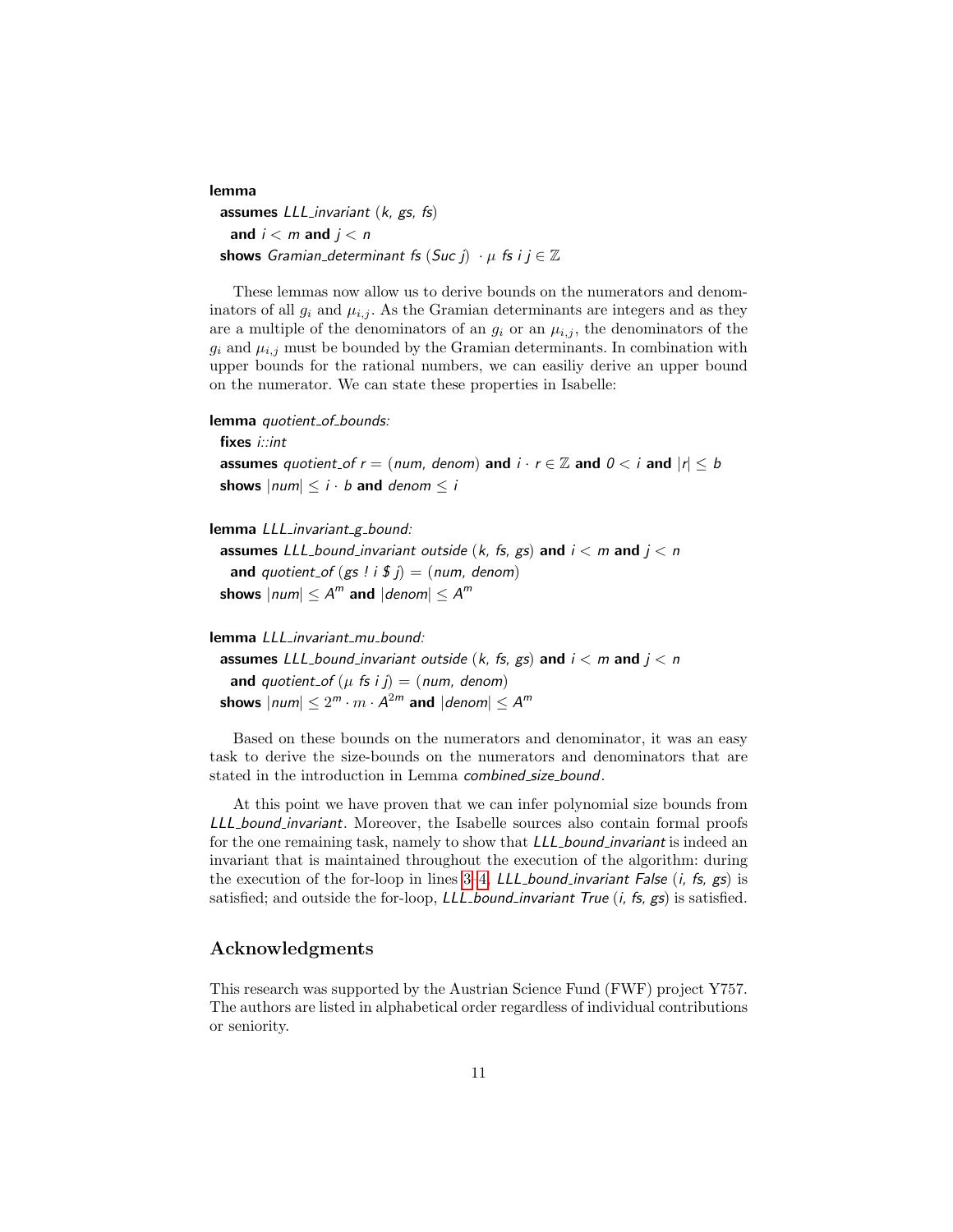**lemma**
  **assumes** *LLL_invariant* (*k*, *gs*, *fs*)
    **and** *i* < *m* **and** *j* < *n*
  **shows** *Gramian_determinant fs* (*Suc j*) $\cdot$ $\mu$ *fs i j* $\in \mathbb{Z}$

These lemmas now allow us to derive bounds on the numerators and denominators of all $g_i$ and $\mu_{i,j}$. As the Gramian determinants are integers and as they are a multiple of the denominators of an $g_i$ or an $\mu_{i,j}$, the denominators of the $g_i$ and $\mu_{i,j}$ must be bounded by the Gramian determinants. In combination with upper bounds for the rational numbers, we can easiliy derive an upper bound on the numerator. We can state these properties in Isabelle:

**lemma** *quotient_of_bounds:*
  **fixes** *i::int*
  **assumes** *quotient_of r* = (*num*, *denom*) **and** $i \cdot r \in \mathbb{Z}$ **and** $0 < i$ **and** $|r| \leq b$
  **shows** $|num| \leq i \cdot b$ **and** $denom \leq i$

**lemma** *LLL_invariant_g_bound:*
  **assumes** *LLL_bound_invariant outside* (*k*, *fs*, *gs*) **and** *i* < *m* **and** *j* < *n*
    **and** *quotient_of* (*gs ! i $ j*) = (*num*, *denom*)
  **shows** $|num| \leq A^m$ **and** $|denom| \leq A^m$

**lemma** *LLL_invariant_mu_bound:*
  **assumes** *LLL_bound_invariant outside* (*k*, *fs*, *gs*) **and** *i* < *m* **and** *j* < *n*
    **and** *quotient_of* ($\mu$ *fs i j*) = (*num*, *denom*)
  **shows** $|num| \leq 2^m \cdot m \cdot A^{2m}$ **and** $|denom| \leq A^m$

Based on these bounds on the numerators and denominator, it was an easy task to derive the size-bounds on the numerators and denominators that are stated in the introduction in Lemma *combined_size_bound*.

At this point we have proven that we can infer polynomial size bounds from *LLL_bound_invariant*. Moreover, the Isabelle sources also contain formal proofs for the one remaining task, namely to show that *LLL_bound_invariant* is indeed an invariant that is maintained throughout the execution of the algorithm: during the execution of the for-loop in lines 3–4, *LLL_bound_invariant False* (*i*, *fs*, *gs*) is satisfied; and outside the for-loop, *LLL_bound_invariant True* (*i*, *fs*, *gs*) is satisfied.

## Acknowledgments

This research was supported by the Austrian Science Fund (FWF) project Y757. The authors are listed in alphabetical order regardless of individual contributions or seniority.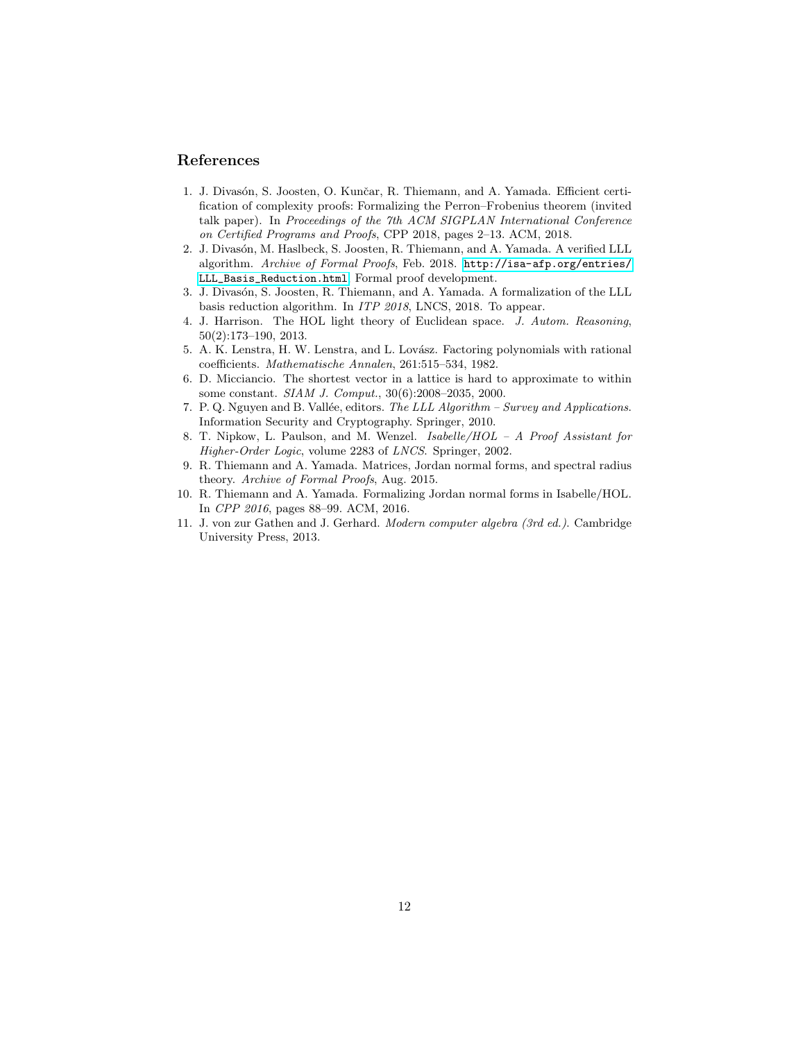## References

1. J. Divasón, S. Joosten, O. Kunčar, R. Thiemann, and A. Yamada. Efficient certification of complexity proofs: Formalizing the Perron–Frobenius theorem (invited talk paper). In *Proceedings of the 7th ACM SIGPLAN International Conference on Certified Programs and Proofs*, CPP 2018, pages 2–13. ACM, 2018.
2. J. Divasón, M. Haslbeck, S. Joosten, R. Thiemann, and A. Yamada. A verified LLL algorithm. *Archive of Formal Proofs*, Feb. 2018. `http://isa-afp.org/entries/LLL_Basis_Reduction.html`, Formal proof development.
3. J. Divasón, S. Joosten, R. Thiemann, and A. Yamada. A formalization of the LLL basis reduction algorithm. In *ITP 2018*, LNCS, 2018. To appear.
4. J. Harrison. The HOL light theory of Euclidean space. *J. Autom. Reasoning*, 50(2):173–190, 2013.
5. A. K. Lenstra, H. W. Lenstra, and L. Lovász. Factoring polynomials with rational coefficients. *Mathematische Annalen*, 261:515–534, 1982.
6. D. Micciancio. The shortest vector in a lattice is hard to approximate to within some constant. *SIAM J. Comput.*, 30(6):2008–2035, 2000.
7. P. Q. Nguyen and B. Vallée, editors. *The LLL Algorithm – Survey and Applications*. Information Security and Cryptography. Springer, 2010.
8. T. Nipkow, L. Paulson, and M. Wenzel. *Isabelle/HOL – A Proof Assistant for Higher-Order Logic*, volume 2283 of *LNCS*. Springer, 2002.
9. R. Thiemann and A. Yamada. Matrices, Jordan normal forms, and spectral radius theory. *Archive of Formal Proofs*, Aug. 2015.
10. R. Thiemann and A. Yamada. Formalizing Jordan normal forms in Isabelle/HOL. In *CPP 2016*, pages 88–99. ACM, 2016.
11. J. von zur Gathen and J. Gerhard. *Modern computer algebra (3rd ed.)*. Cambridge University Press, 2013.